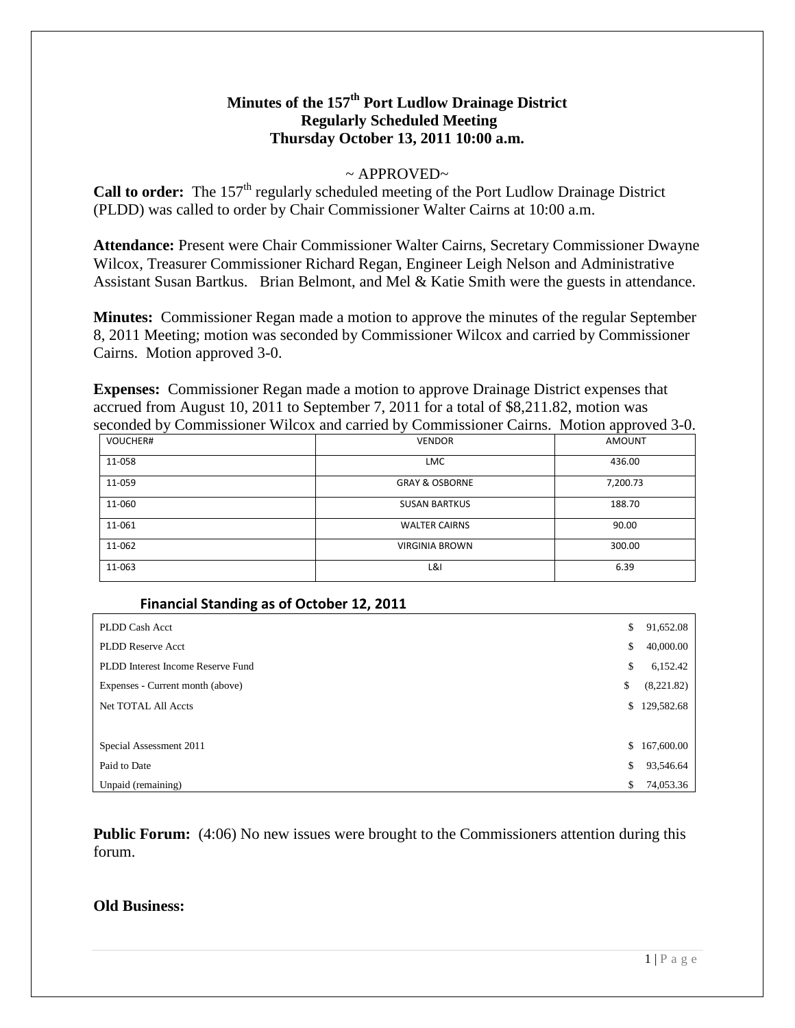# Minutes of the 157th Port Ludlow Drainage District Regularly Scheduled Meeting Thursday October 13, 2011 10:00 a.m.

~ APPROVED~

**Call to order:** The 157th regularly scheduled meeting of the Port Ludlow Drainage District (PLDD) was called to order by Chair Commissioner Walter Cairns at 10:00 a.m.

**Attendance:** Present were Chair Commissioner Walter Cairns, Secretary Commissioner Dwayne Wilcox, Treasurer Commissioner Richard Regan, Engineer Leigh Nelson and Administrative Assistant Susan Bartkus. Brian Belmont, and Mel & Katie Smith were the guests in attendance.

**Minutes:** Commissioner Regan made a motion to approve the minutes of the regular September 8, 2011 Meeting; motion was seconded by Commissioner Wilcox and carried by Commissioner Cairns. Motion approved 3-0.

**Expenses:** Commissioner Regan made a motion to approve Drainage District expenses that accrued from August 10, 2011 to September 7, 2011 for a total of $8,211.82, motion was seconded by Commissioner Wilcox and carried by Commissioner Cairns. Motion approved 3-0.

| VOUCHER# | VENDOR | AMOUNT |
|---|---|---|
| 11-058 | LMC | 436.00 |
| 11-059 | GRAY & OSBORNE | 7,200.73 |
| 11-060 | SUSAN BARTKUS | 188.70 |
| 11-061 | WALTER CAIRNS | 90.00 |
| 11-062 | VIRGINIA BROWN | 300.00 |
| 11-063 | L&I | 6.39 |

**Financial Standing as of October 12, 2011**

| | |
|---|---|
| PLDD Cash Acct | $ 91,652.08 |
| PLDD Reserve Acct | $ 40,000.00 |
| PLDD Interest Income Reserve Fund | $ 6,152.42 |
| Expenses - Current month (above) | $ (8,221.82) |
| Net TOTAL All Accts | $ 129,582.68 |
| | |
| Special Assessment 2011 | $ 167,600.00 |
| Paid to Date | $ 93,546.64 |
| Unpaid (remaining) | $ 74,053.36 |

**Public Forum:** (4:06) No new issues were brought to the Commissioners attention during this forum.

**Old Business:**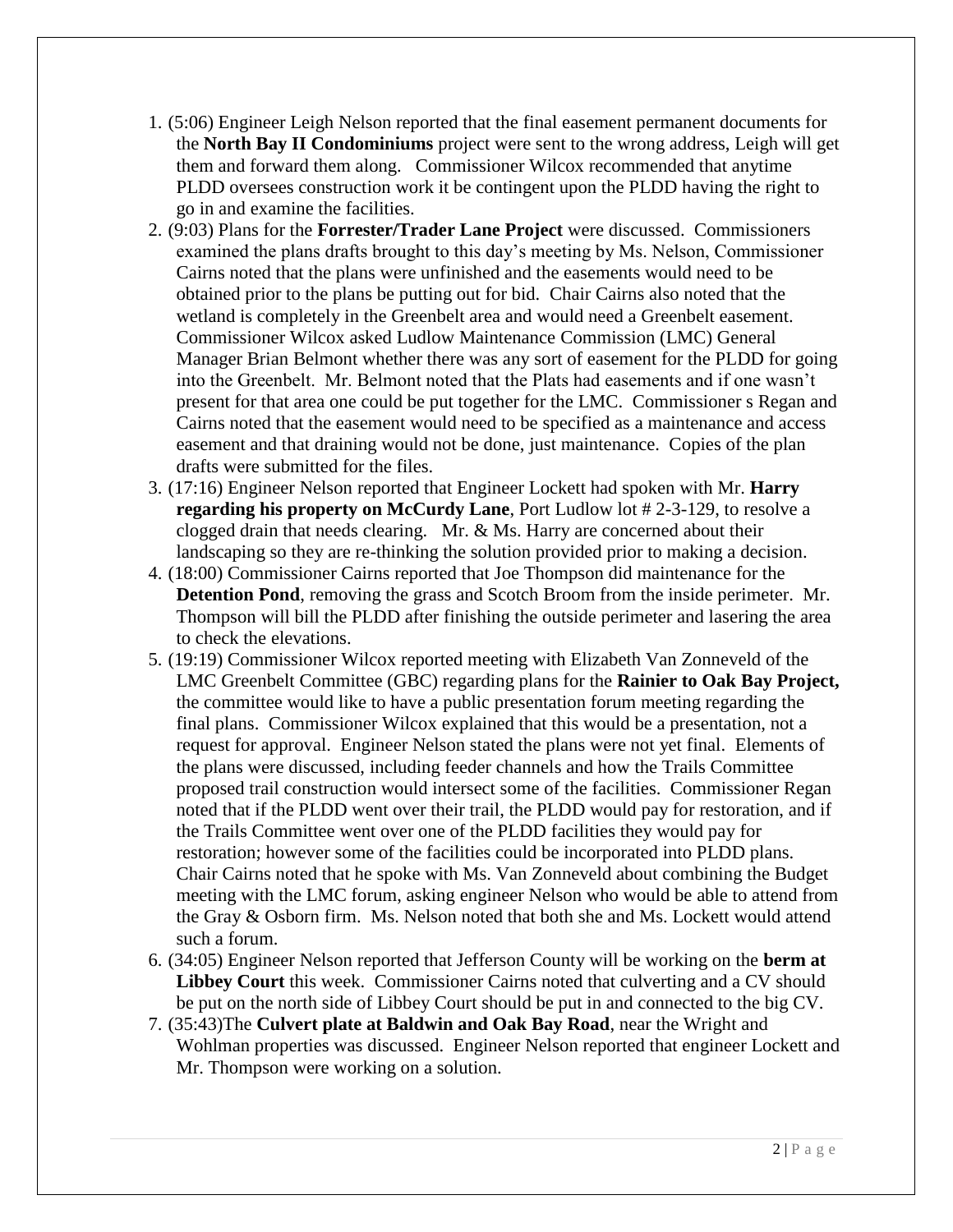1. (5:06) Engineer Leigh Nelson reported that the final easement permanent documents for the **North Bay II Condominiums** project were sent to the wrong address, Leigh will get them and forward them along. Commissioner Wilcox recommended that anytime PLDD oversees construction work it be contingent upon the PLDD having the right to go in and examine the facilities.
2. (9:03) Plans for the **Forrester/Trader Lane Project** were discussed. Commissioners examined the plans drafts brought to this day's meeting by Ms. Nelson, Commissioner Cairns noted that the plans were unfinished and the easements would need to be obtained prior to the plans be putting out for bid. Chair Cairns also noted that the wetland is completely in the Greenbelt area and would need a Greenbelt easement. Commissioner Wilcox asked Ludlow Maintenance Commission (LMC) General Manager Brian Belmont whether there was any sort of easement for the PLDD for going into the Greenbelt. Mr. Belmont noted that the Plats had easements and if one wasn't present for that area one could be put together for the LMC. Commissioner s Regan and Cairns noted that the easement would need to be specified as a maintenance and access easement and that draining would not be done, just maintenance. Copies of the plan drafts were submitted for the files.
3. (17:16) Engineer Nelson reported that Engineer Lockett had spoken with Mr. **Harry regarding his property on McCurdy Lane**, Port Ludlow lot # 2-3-129, to resolve a clogged drain that needs clearing. Mr. & Ms. Harry are concerned about their landscaping so they are re-thinking the solution provided prior to making a decision.
4. (18:00) Commissioner Cairns reported that Joe Thompson did maintenance for the **Detention Pond**, removing the grass and Scotch Broom from the inside perimeter. Mr. Thompson will bill the PLDD after finishing the outside perimeter and lasering the area to check the elevations.
5. (19:19) Commissioner Wilcox reported meeting with Elizabeth Van Zonneveld of the LMC Greenbelt Committee (GBC) regarding plans for the **Rainier to Oak Bay Project,** the committee would like to have a public presentation forum meeting regarding the final plans. Commissioner Wilcox explained that this would be a presentation, not a request for approval. Engineer Nelson stated the plans were not yet final. Elements of the plans were discussed, including feeder channels and how the Trails Committee proposed trail construction would intersect some of the facilities. Commissioner Regan noted that if the PLDD went over their trail, the PLDD would pay for restoration, and if the Trails Committee went over one of the PLDD facilities they would pay for restoration; however some of the facilities could be incorporated into PLDD plans. Chair Cairns noted that he spoke with Ms. Van Zonneveld about combining the Budget meeting with the LMC forum, asking engineer Nelson who would be able to attend from the Gray & Osborn firm. Ms. Nelson noted that both she and Ms. Lockett would attend such a forum.
6. (34:05) Engineer Nelson reported that Jefferson County will be working on the **berm at Libbey Court** this week. Commissioner Cairns noted that culverting and a CV should be put on the north side of Libbey Court should be put in and connected to the big CV.
7. (35:43)The **Culvert plate at Baldwin and Oak Bay Road**, near the Wright and Wohlman properties was discussed. Engineer Nelson reported that engineer Lockett and Mr. Thompson were working on a solution.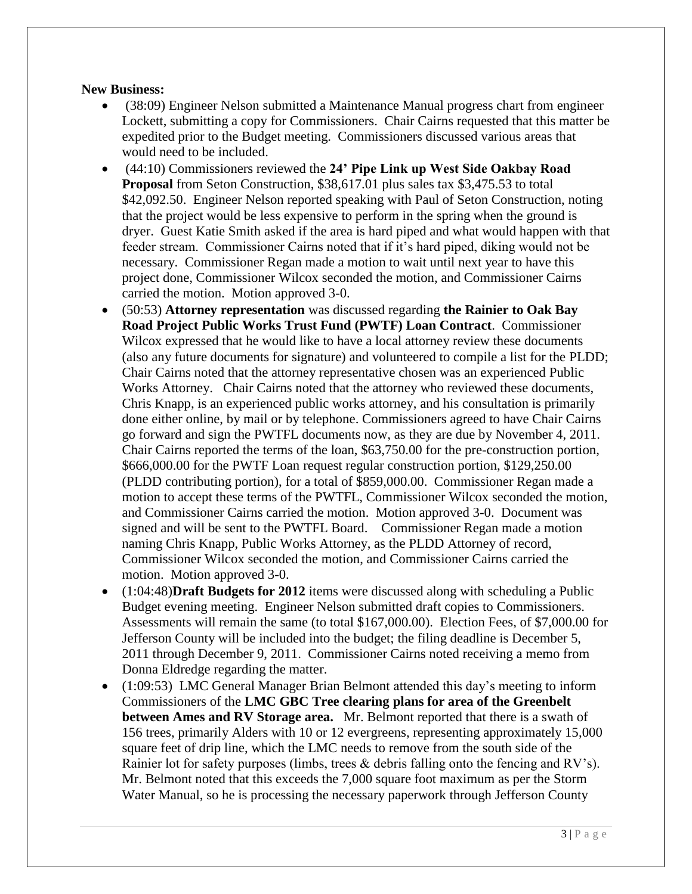**New Business:**

- (38:09) Engineer Nelson submitted a Maintenance Manual progress chart from engineer Lockett, submitting a copy for Commissioners. Chair Cairns requested that this matter be expedited prior to the Budget meeting. Commissioners discussed various areas that would need to be included.
- (44:10) Commissioners reviewed the **24' Pipe Link up West Side Oakbay Road Proposal** from Seton Construction, $38,617.01 plus sales tax $3,475.53 to total $42,092.50. Engineer Nelson reported speaking with Paul of Seton Construction, noting that the project would be less expensive to perform in the spring when the ground is dryer. Guest Katie Smith asked if the area is hard piped and what would happen with that feeder stream. Commissioner Cairns noted that if it's hard piped, diking would not be necessary. Commissioner Regan made a motion to wait until next year to have this project done, Commissioner Wilcox seconded the motion, and Commissioner Cairns carried the motion. Motion approved 3-0.
- (50:53) **Attorney representation** was discussed regarding **the Rainier to Oak Bay Road Project Public Works Trust Fund (PWTF) Loan Contract**. Commissioner Wilcox expressed that he would like to have a local attorney review these documents (also any future documents for signature) and volunteered to compile a list for the PLDD; Chair Cairns noted that the attorney representative chosen was an experienced Public Works Attorney. Chair Cairns noted that the attorney who reviewed these documents, Chris Knapp, is an experienced public works attorney, and his consultation is primarily done either online, by mail or by telephone. Commissioners agreed to have Chair Cairns go forward and sign the PWTFL documents now, as they are due by November 4, 2011. Chair Cairns reported the terms of the loan, $63,750.00 for the pre-construction portion, $666,000.00 for the PWTF Loan request regular construction portion, $129,250.00 (PLDD contributing portion), for a total of $859,000.00. Commissioner Regan made a motion to accept these terms of the PWTFL, Commissioner Wilcox seconded the motion, and Commissioner Cairns carried the motion. Motion approved 3-0. Document was signed and will be sent to the PWTFL Board. Commissioner Regan made a motion naming Chris Knapp, Public Works Attorney, as the PLDD Attorney of record, Commissioner Wilcox seconded the motion, and Commissioner Cairns carried the motion. Motion approved 3-0.
- (1:04:48)**Draft Budgets for 2012** items were discussed along with scheduling a Public Budget evening meeting. Engineer Nelson submitted draft copies to Commissioners. Assessments will remain the same (to total $167,000.00). Election Fees, of $7,000.00 for Jefferson County will be included into the budget; the filing deadline is December 5, 2011 through December 9, 2011. Commissioner Cairns noted receiving a memo from Donna Eldredge regarding the matter.
- (1:09:53) LMC General Manager Brian Belmont attended this day's meeting to inform Commissioners of the **LMC GBC Tree clearing plans for area of the Greenbelt between Ames and RV Storage area.** Mr. Belmont reported that there is a swath of 156 trees, primarily Alders with 10 or 12 evergreens, representing approximately 15,000 square feet of drip line, which the LMC needs to remove from the south side of the Rainier lot for safety purposes (limbs, trees & debris falling onto the fencing and RV's). Mr. Belmont noted that this exceeds the 7,000 square foot maximum as per the Storm Water Manual, so he is processing the necessary paperwork through Jefferson County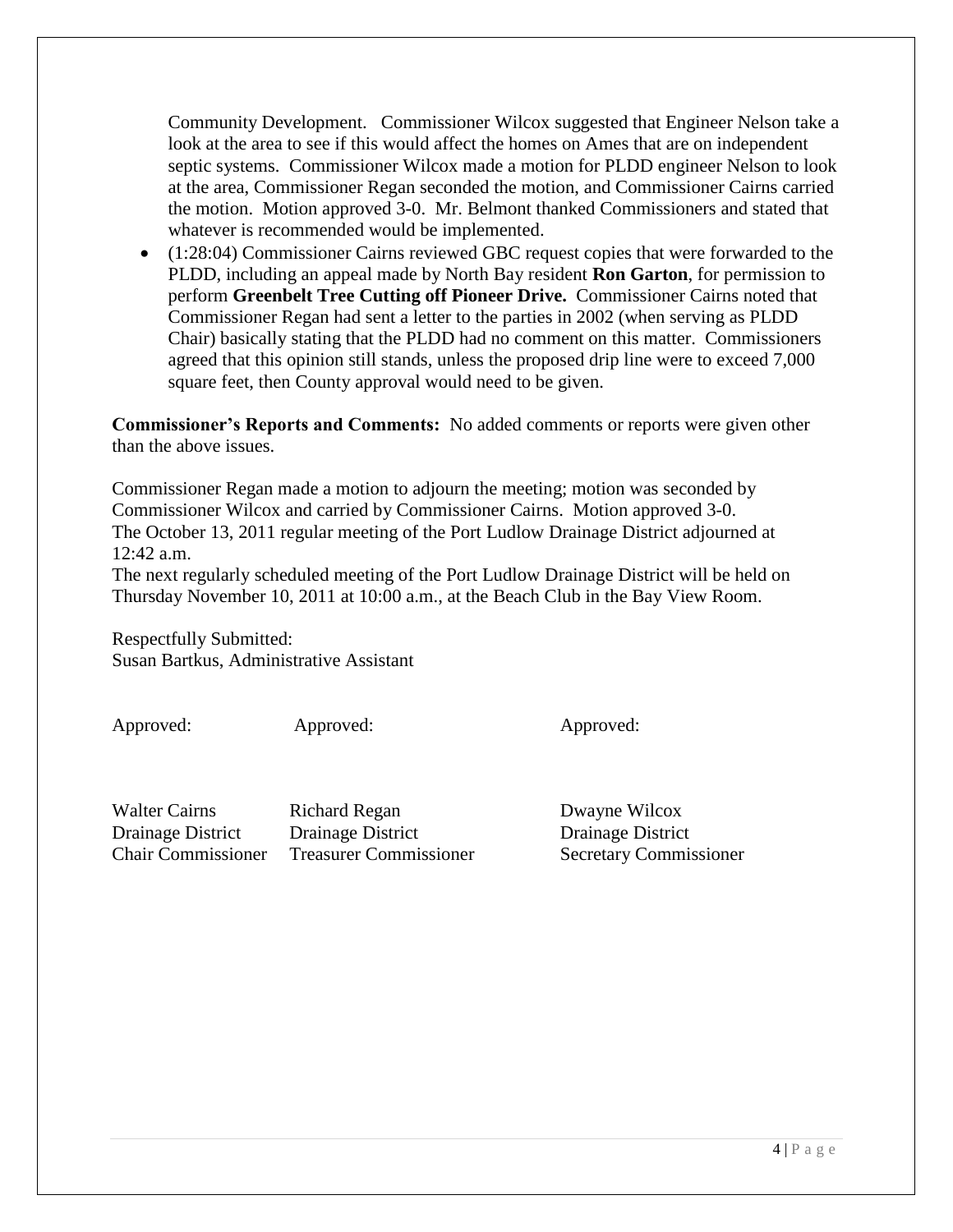Community Development. Commissioner Wilcox suggested that Engineer Nelson take a look at the area to see if this would affect the homes on Ames that are on independent septic systems. Commissioner Wilcox made a motion for PLDD engineer Nelson to look at the area, Commissioner Regan seconded the motion, and Commissioner Cairns carried the motion. Motion approved 3-0. Mr. Belmont thanked Commissioners and stated that whatever is recommended would be implemented.

- (1:28:04) Commissioner Cairns reviewed GBC request copies that were forwarded to the PLDD, including an appeal made by North Bay resident **Ron Garton**, for permission to perform **Greenbelt Tree Cutting off Pioneer Drive.** Commissioner Cairns noted that Commissioner Regan had sent a letter to the parties in 2002 (when serving as PLDD Chair) basically stating that the PLDD had no comment on this matter. Commissioners agreed that this opinion still stands, unless the proposed drip line were to exceed 7,000 square feet, then County approval would need to be given.

**Commissioner's Reports and Comments:** No added comments or reports were given other than the above issues.

Commissioner Regan made a motion to adjourn the meeting; motion was seconded by Commissioner Wilcox and carried by Commissioner Cairns. Motion approved 3-0.
The October 13, 2011 regular meeting of the Port Ludlow Drainage District adjourned at 12:42 a.m.
The next regularly scheduled meeting of the Port Ludlow Drainage District will be held on Thursday November 10, 2011 at 10:00 a.m., at the Beach Club in the Bay View Room.

Respectfully Submitted:
Susan Bartkus, Administrative Assistant

| | | |
|---|---|---|
| Approved: | Approved: | Approved: |
| Walter Cairns | Richard Regan | Dwayne Wilcox |
| Drainage District | Drainage District | Drainage District |
| Chair Commissioner | Treasurer Commissioner | Secretary Commissioner |